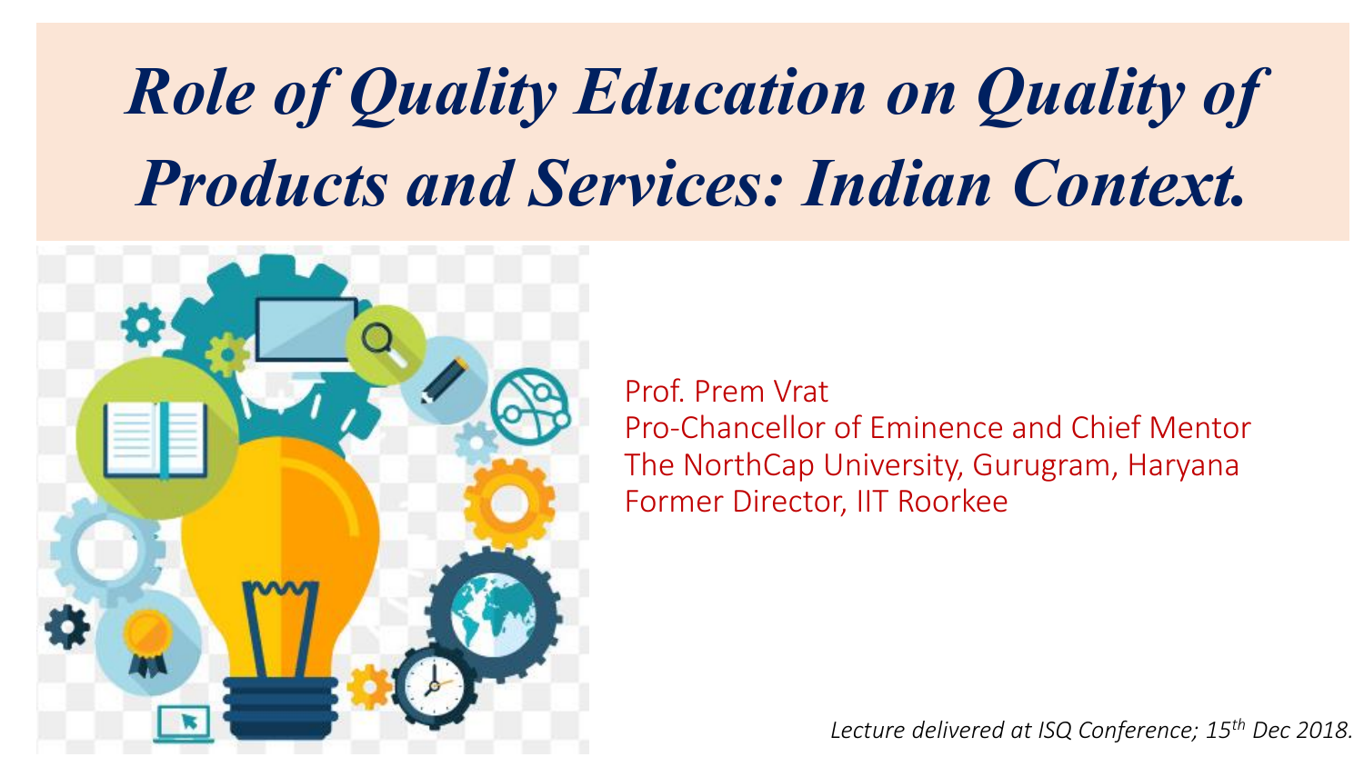# *Role of Quality Education on Quality of Products and Services: Indian Context.*

Prof. Prem Vrat
Pro-Chancellor of Eminence and Chief Mentor
The NorthCap University, Gurugram, Haryana
Former Director, IIT Roorkee

*Lecture delivered at ISQ Conference; 15th Dec 2018.*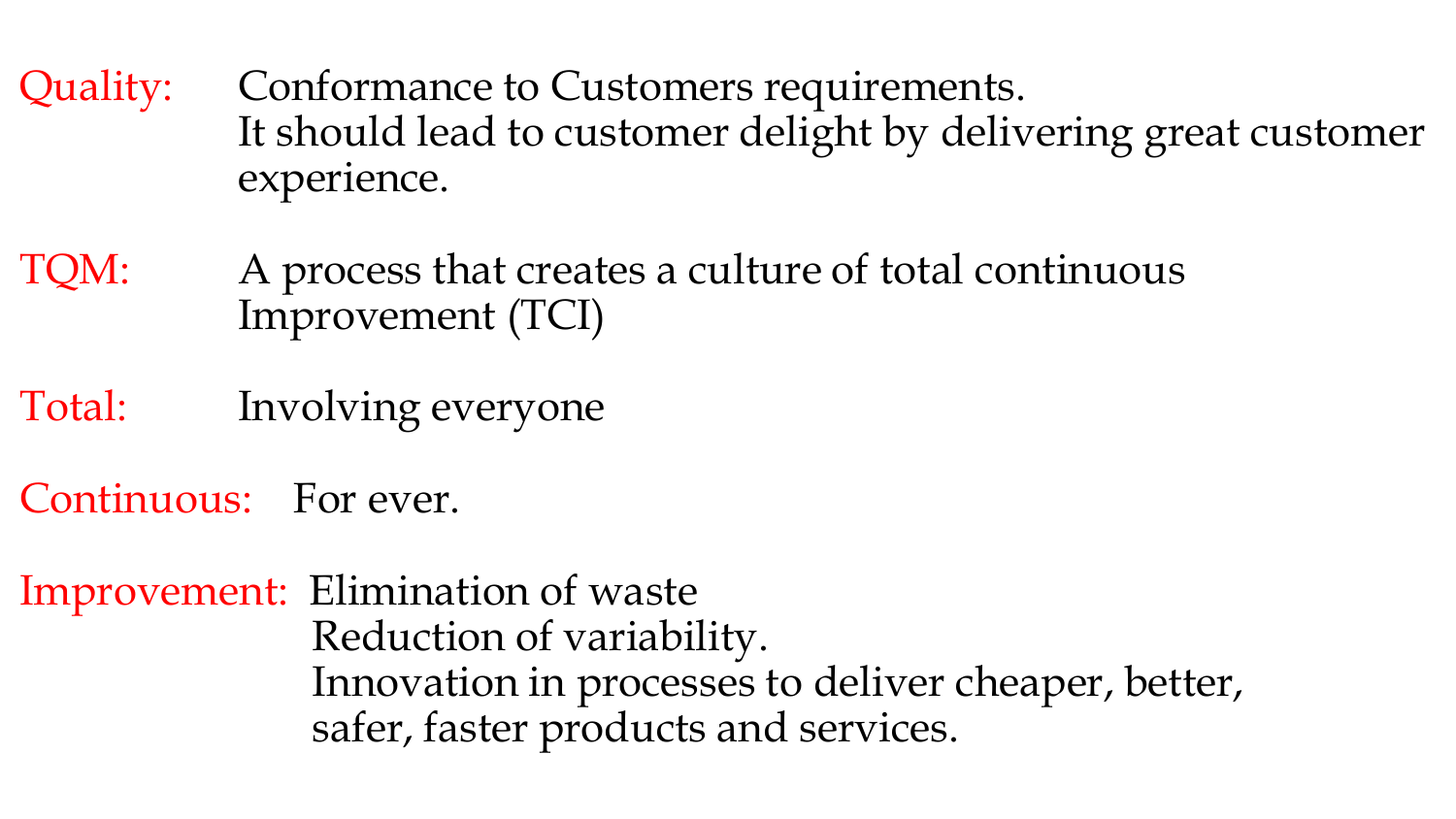**Quality:** Conformance to Customers requirements.
It should lead to customer delight by delivering great customer experience.

**TQM:** A process that creates a culture of total continuous Improvement (TCI)

**Total:** Involving everyone

**Continuous:** For ever.

**Improvement:** Elimination of waste
Reduction of variability.
Innovation in processes to deliver cheaper, better, safer, faster products and services.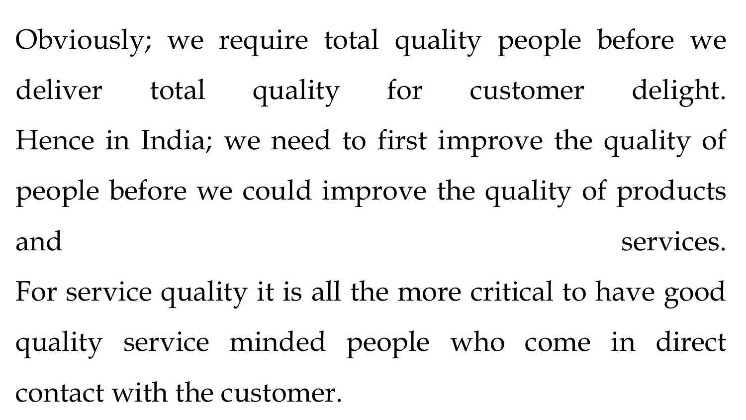Obviously; we require total quality people before we deliver total quality for customer delight. Hence in India; we need to first improve the quality of people before we could improve the quality of products and services.

For service quality it is all the more critical to have good quality service minded people who come in direct contact with the customer.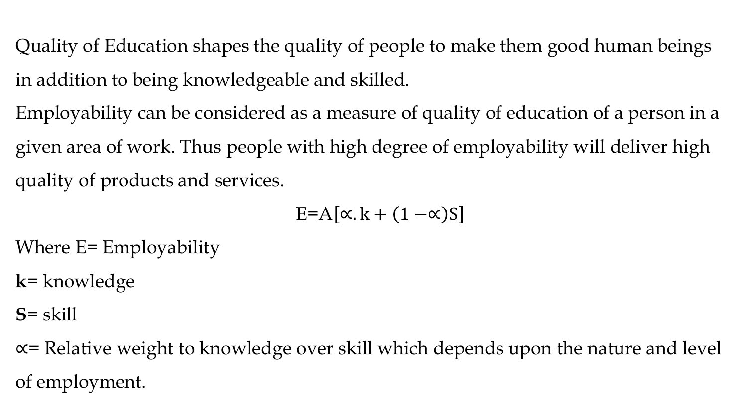Quality of Education shapes the quality of people to make them good human beings in addition to being knowledgeable and skilled.

Employability can be considered as a measure of quality of education of a person in a given area of work. Thus people with high degree of employability will deliver high quality of products and services.

$$E = A[\propto . k + (1 - \propto)S]$$

Where E= Employability

**k**= knowledge

**S**= skill

$\propto$= Relative weight to knowledge over skill which depends upon the nature and level of employment.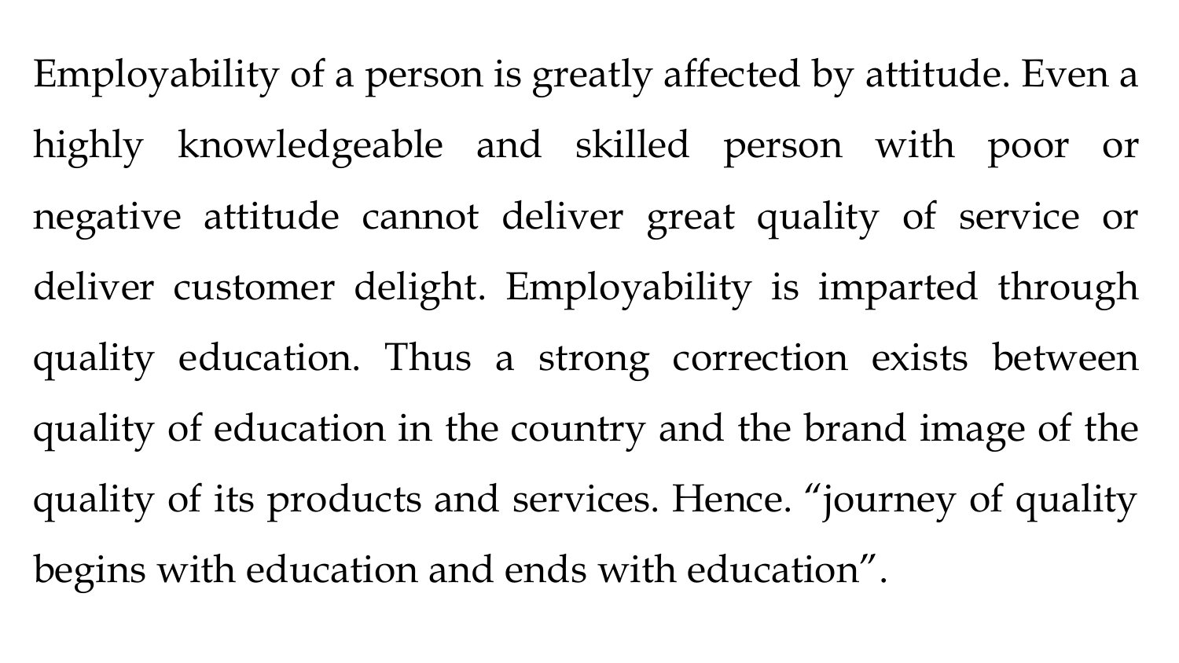Employability of a person is greatly affected by attitude. Even a highly knowledgeable and skilled person with poor or negative attitude cannot deliver great quality of service or deliver customer delight. Employability is imparted through quality education. Thus a strong correction exists between quality of education in the country and the brand image of the quality of its products and services. Hence. “journey of quality begins with education and ends with education”.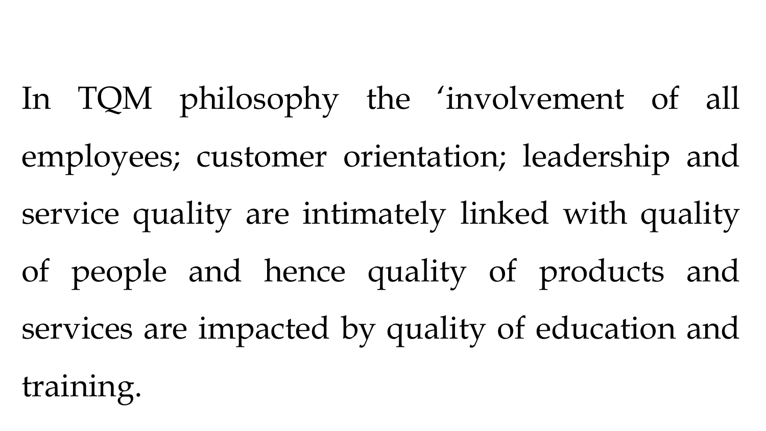In TQM philosophy the ‘involvement of all employees; customer orientation; leadership and service quality are intimately linked with quality of people and hence quality of products and services are impacted by quality of education and training.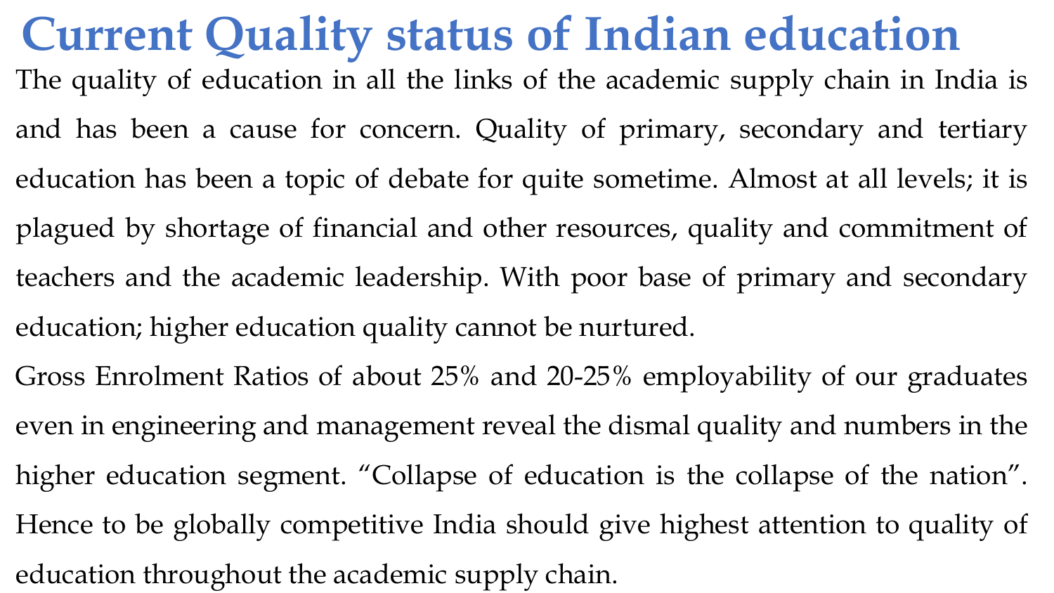# Current Quality status of Indian education

The quality of education in all the links of the academic supply chain in India is and has been a cause for concern. Quality of primary, secondary and tertiary education has been a topic of debate for quite sometime. Almost at all levels; it is plagued by shortage of financial and other resources, quality and commitment of teachers and the academic leadership. With poor base of primary and secondary education; higher education quality cannot be nurtured.

Gross Enrolment Ratios of about 25% and 20-25% employability of our graduates even in engineering and management reveal the dismal quality and numbers in the higher education segment. "Collapse of education is the collapse of the nation". Hence to be globally competitive India should give highest attention to quality of education throughout the academic supply chain.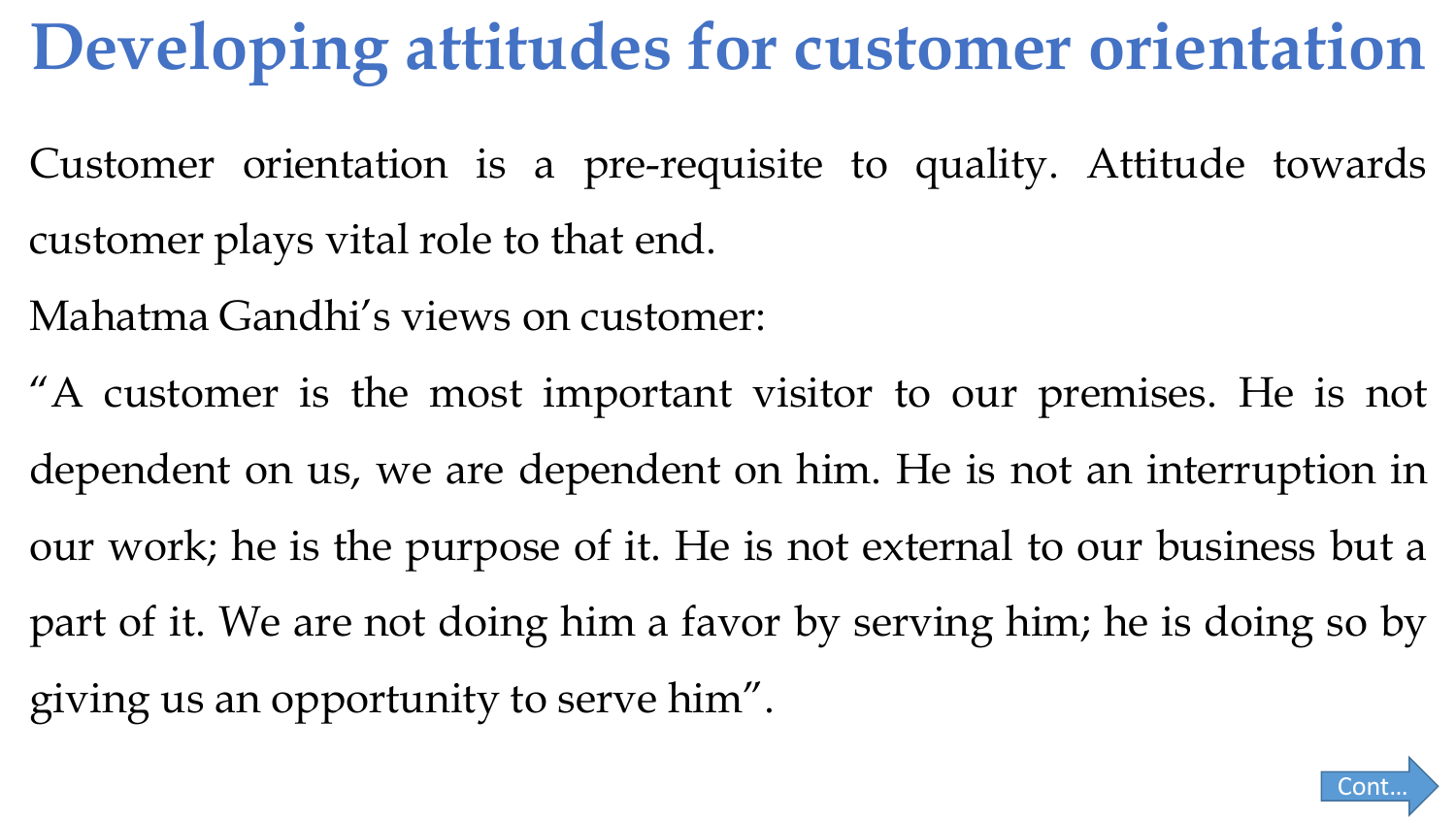# Developing attitudes for customer orientation

Customer orientation is a pre-requisite to quality. Attitude towards customer plays vital role to that end.

Mahatma Gandhi's views on customer:

"A customer is the most important visitor to our premises. He is not dependent on us, we are dependent on him. He is not an interruption in our work; he is the purpose of it. He is not external to our business but a part of it. We are not doing him a favor by serving him; he is doing so by giving us an opportunity to serve him".

Cont...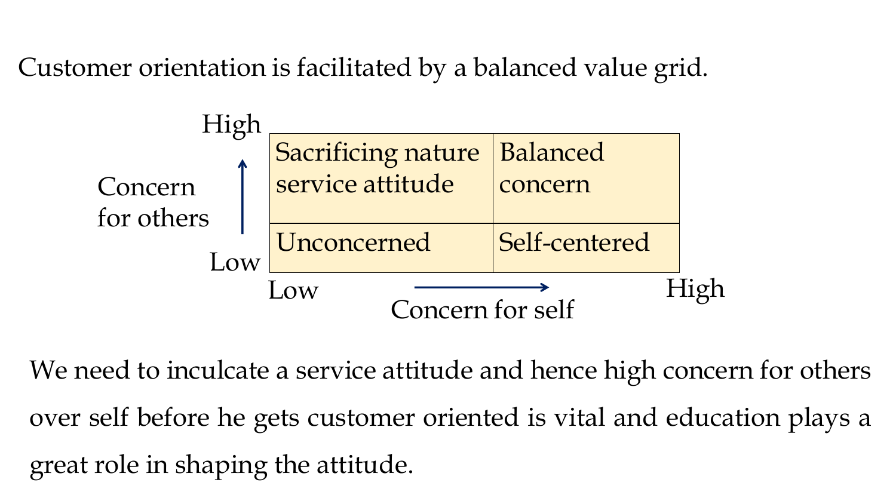Customer orientation is facilitated by a balanced value grid.

| Concern for others ↑ / Concern for self → | Low | High |
| --- | --- | --- |
| High | Sacrificing nature service attitude | Balanced concern |
| Low | Unconcerned | Self-centered |

We need to inculcate a service attitude and hence high concern for others over self before he gets customer oriented is vital and education plays a great role in shaping the attitude.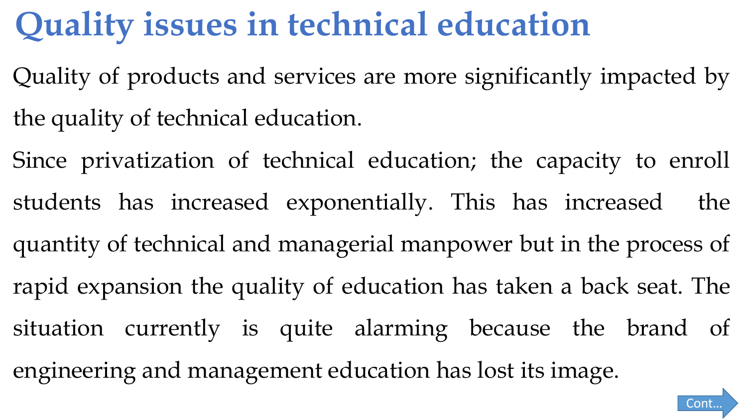# Quality issues in technical education

Quality of products and services are more significantly impacted by the quality of technical education.

Since privatization of technical education; the capacity to enroll students has increased exponentially. This has increased the quantity of technical and managerial manpower but in the process of rapid expansion the quality of education has taken a back seat. The situation currently is quite alarming because the brand of engineering and management education has lost its image.

Cont...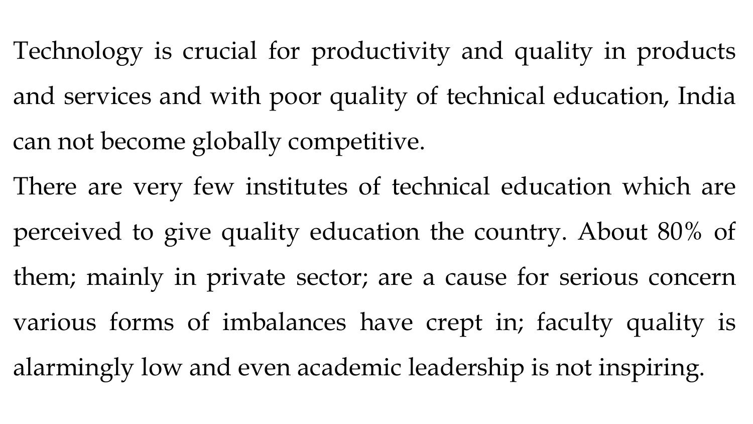Technology is crucial for productivity and quality in products and services and with poor quality of technical education, India can not become globally competitive.

There are very few institutes of technical education which are perceived to give quality education the country. About 80% of them; mainly in private sector; are a cause for serious concern various forms of imbalances have crept in; faculty quality is alarmingly low and even academic leadership is not inspiring.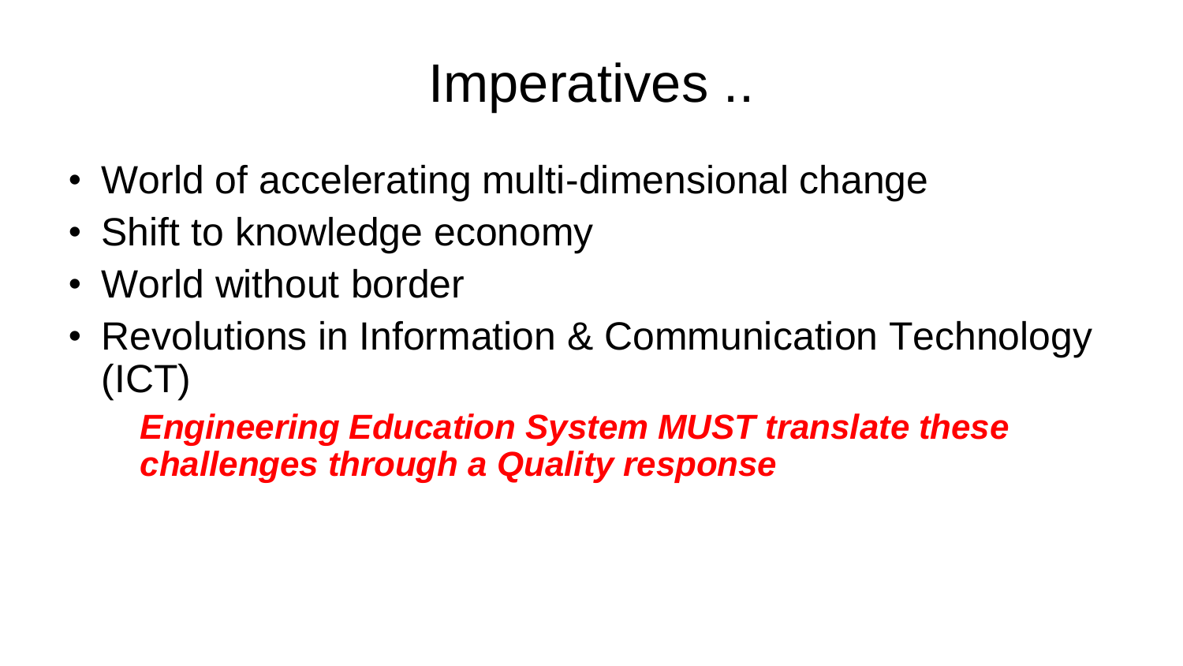# Imperatives ..

- World of accelerating multi-dimensional change
- Shift to knowledge economy
- World without border
- Revolutions in Information & Communication Technology (ICT)

  ***Engineering Education System MUST translate these challenges through a Quality response***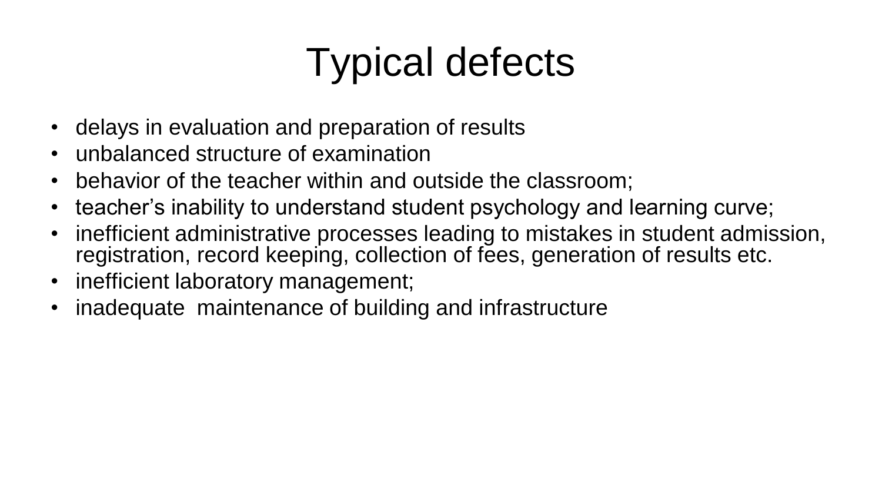# Typical defects

- delays in evaluation and preparation of results
- unbalanced structure of examination
- behavior of the teacher within and outside the classroom;
- teacher’s inability to understand student psychology and learning curve;
- inefficient administrative processes leading to mistakes in student admission, registration, record keeping, collection of fees, generation of results etc.
- inefficient laboratory management;
- inadequate maintenance of building and infrastructure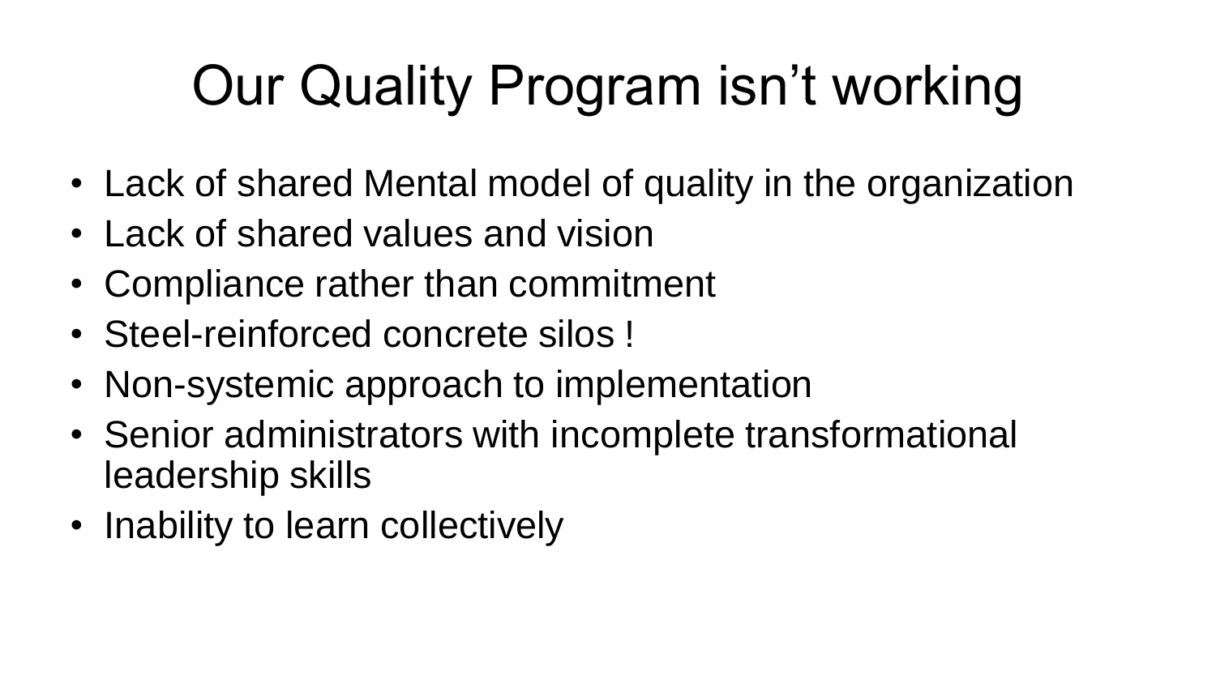# Our Quality Program isn’t working

- Lack of shared Mental model of quality in the organization
- Lack of shared values and vision
- Compliance rather than commitment
- Steel-reinforced concrete silos !
- Non-systemic approach to implementation
- Senior administrators with incomplete transformational leadership skills
- Inability to learn collectively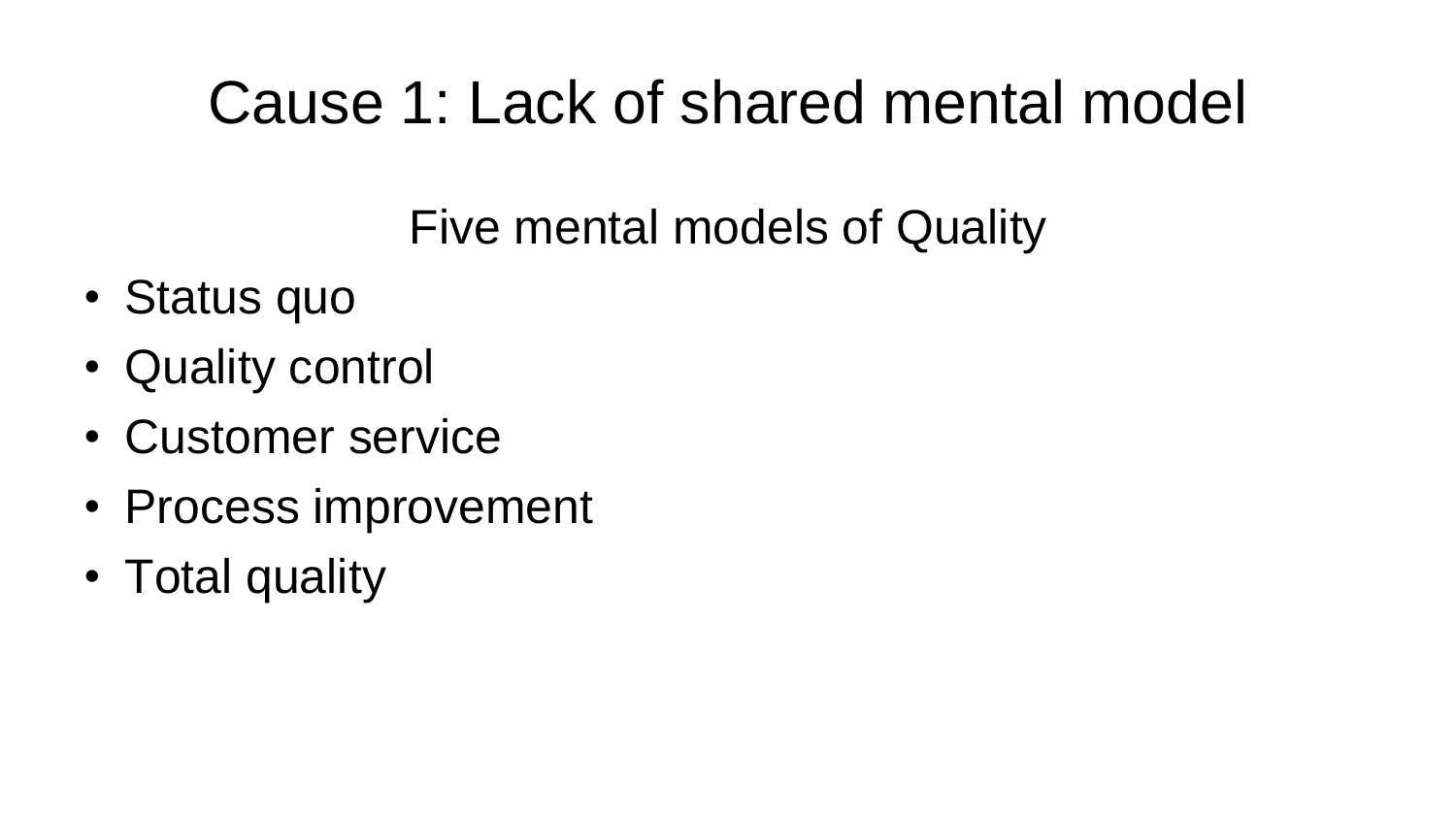# Cause 1: Lack of shared mental model

Five mental models of Quality

- Status quo
- Quality control
- Customer service
- Process improvement
- Total quality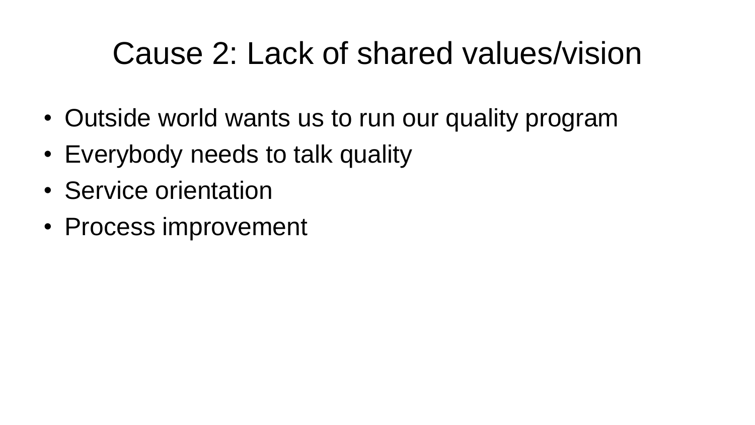# Cause 2: Lack of shared values/vision

- Outside world wants us to run our quality program
- Everybody needs to talk quality
- Service orientation
- Process improvement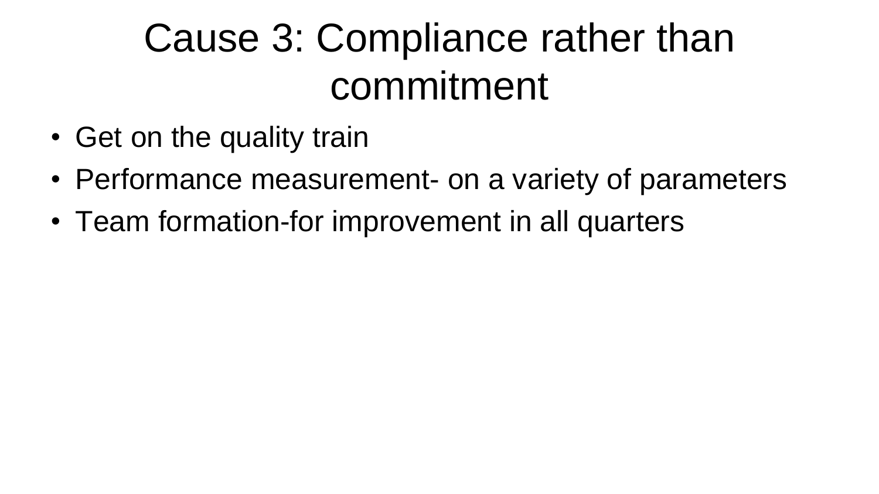# Cause 3: Compliance rather than commitment

- Get on the quality train
- Performance measurement- on a variety of parameters
- Team formation-for improvement in all quarters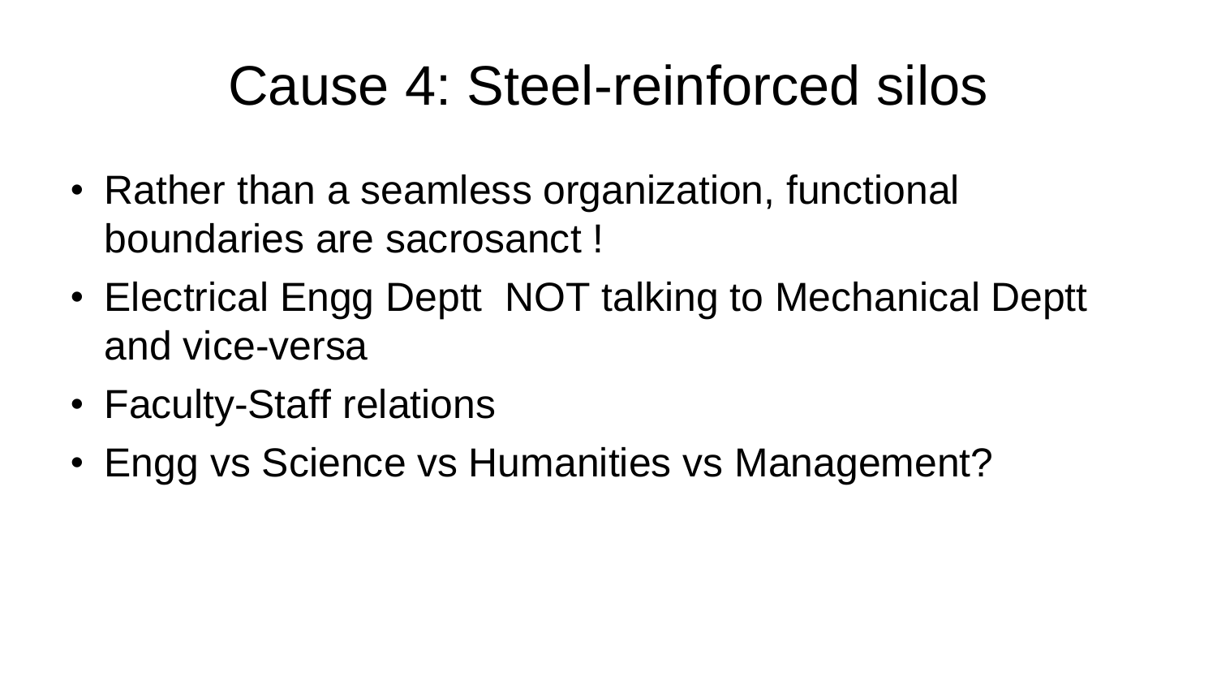# Cause 4: Steel-reinforced silos

- Rather than a seamless organization, functional boundaries are sacrosanct !
- Electrical Engg Deptt  NOT talking to Mechanical Deptt and vice-versa
- Faculty-Staff relations
- Engg vs Science vs Humanities vs Management?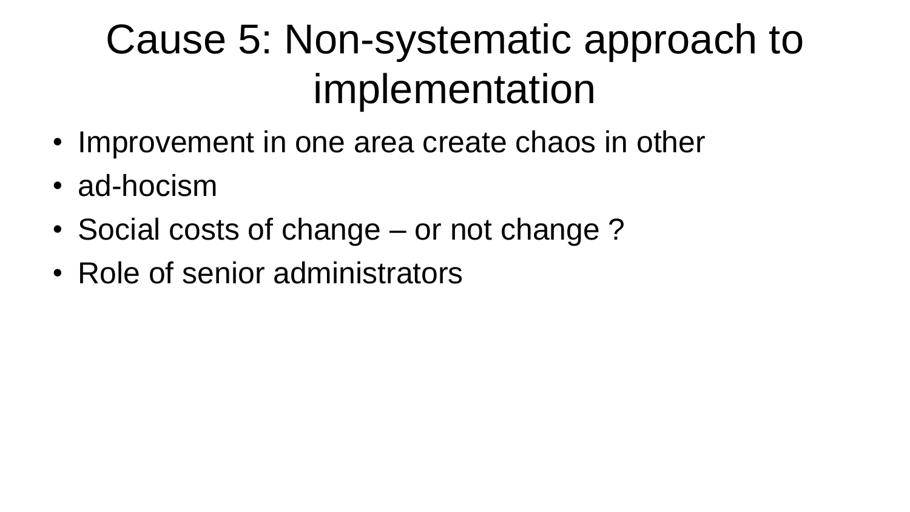# Cause 5: Non-systematic approach to implementation

- Improvement in one area create chaos in other
- ad-hocism
- Social costs of change – or not change ?
- Role of senior administrators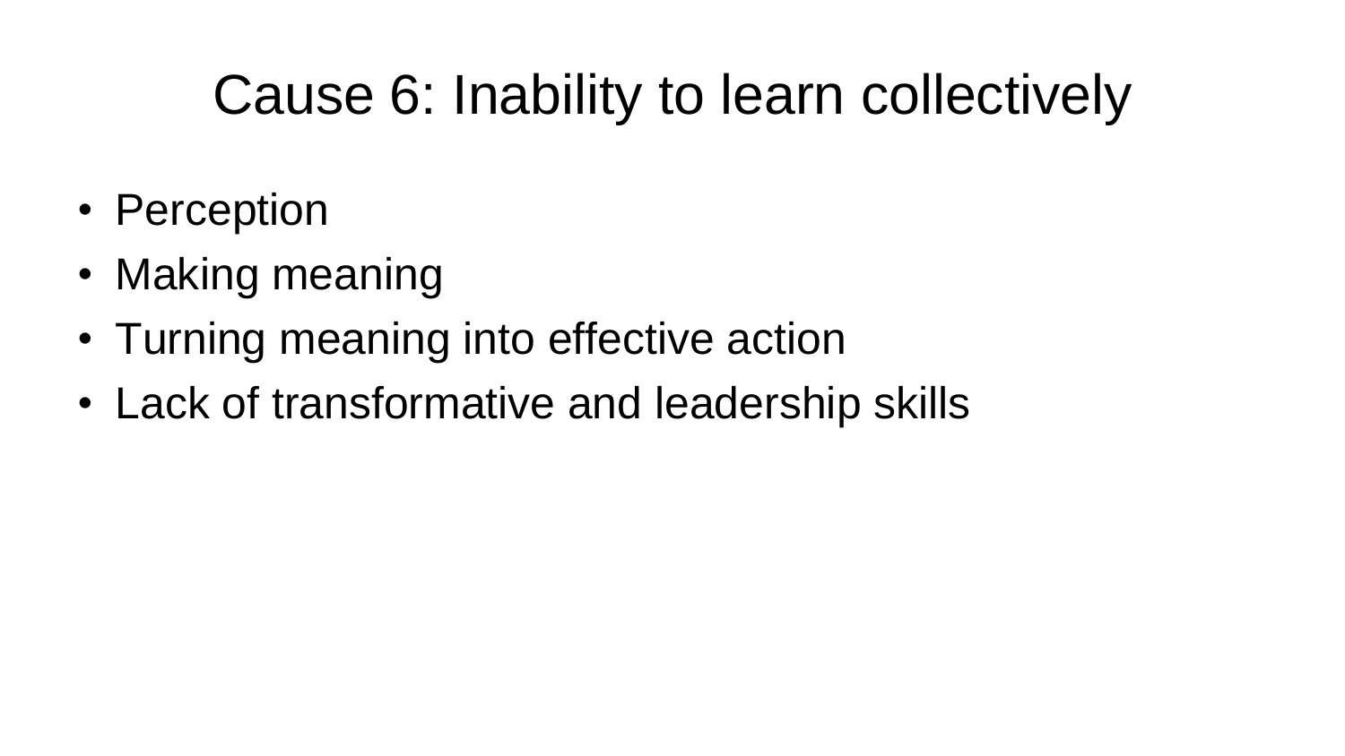# Cause 6: Inability to learn collectively

- Perception
- Making meaning
- Turning meaning into effective action
- Lack of transformative and leadership skills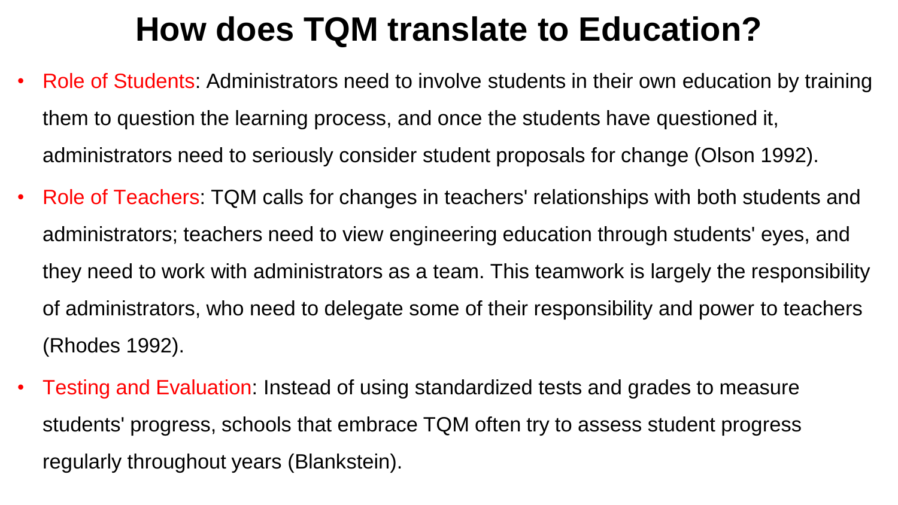# How does TQM translate to Education?

- Role of Students: Administrators need to involve students in their own education by training them to question the learning process, and once the students have questioned it, administrators need to seriously consider student proposals for change (Olson 1992).
- Role of Teachers: TQM calls for changes in teachers' relationships with both students and administrators; teachers need to view engineering education through students' eyes, and they need to work with administrators as a team. This teamwork is largely the responsibility of administrators, who need to delegate some of their responsibility and power to teachers (Rhodes 1992).
- Testing and Evaluation: Instead of using standardized tests and grades to measure students' progress, schools that embrace TQM often try to assess student progress regularly throughout years (Blankstein).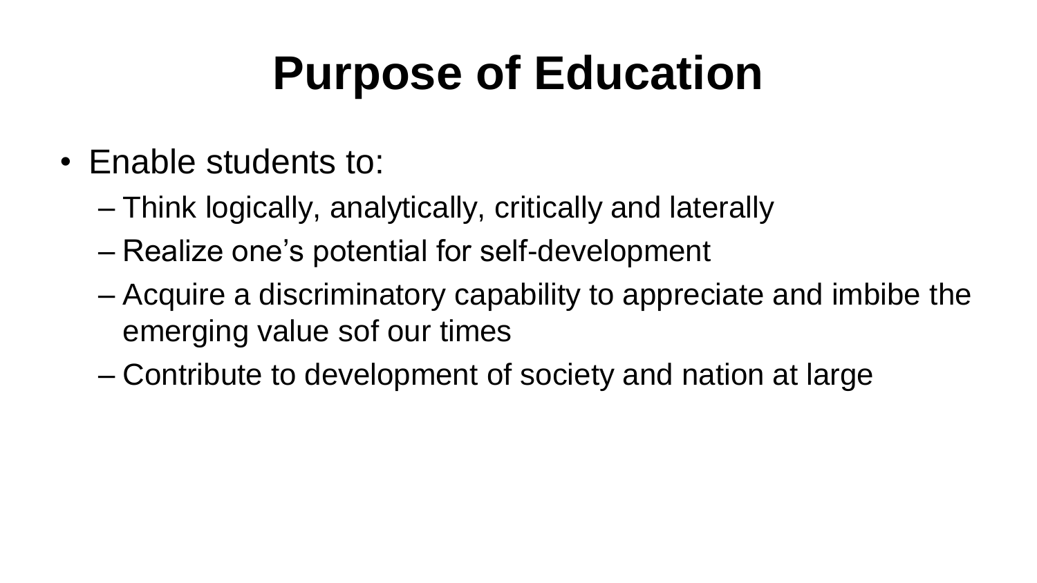# Purpose of Education

- Enable students to:
  - Think logically, analytically, critically and laterally
  - Realize one's potential for self-development
  - Acquire a discriminatory capability to appreciate and imbibe the emerging value sof our times
  - Contribute to development of society and nation at large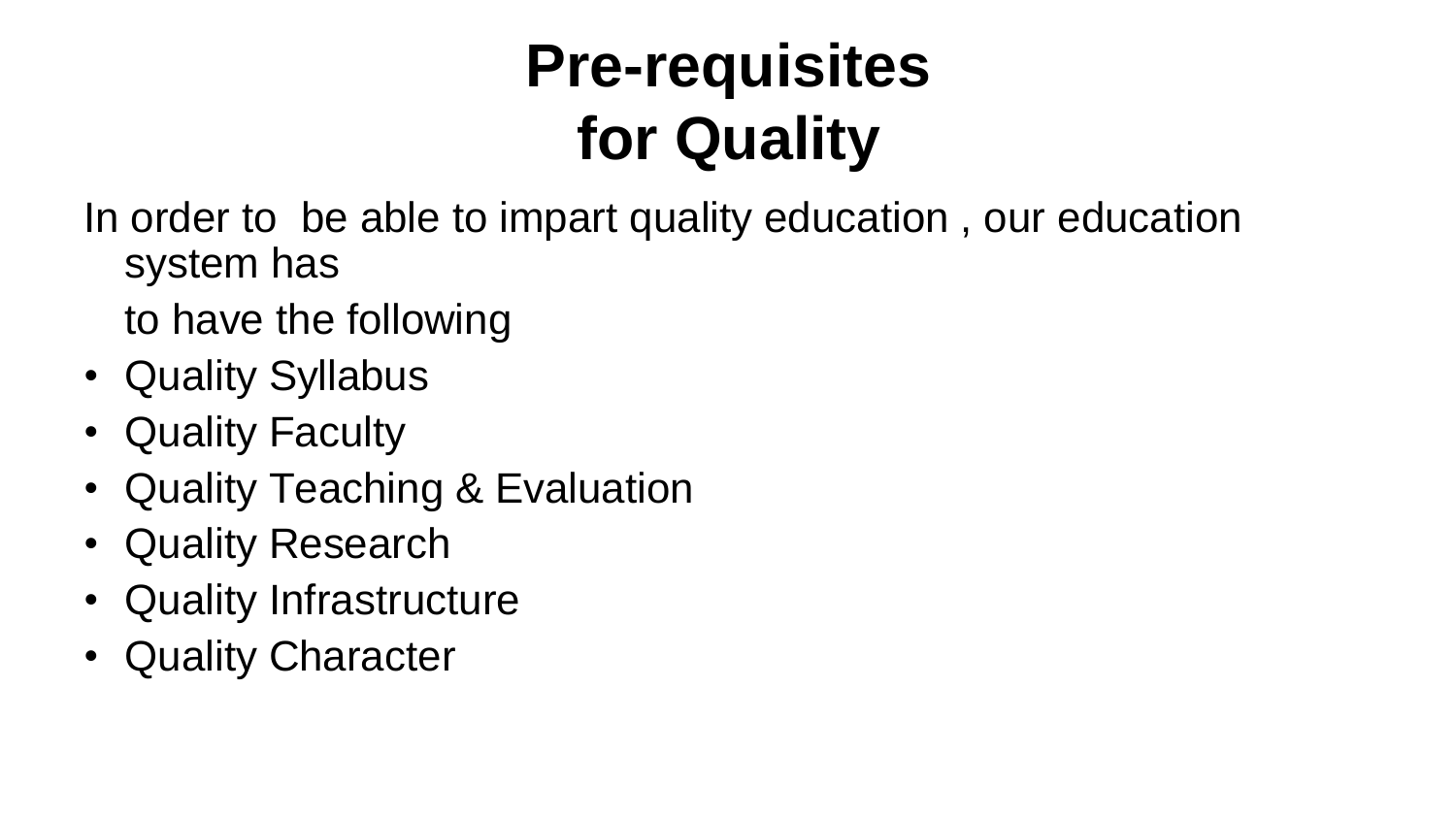# Pre-requisites for Quality

In order to be able to impart quality education , our education system has

to have the following

- Quality Syllabus
- Quality Faculty
- Quality Teaching & Evaluation
- Quality Research
- Quality Infrastructure
- Quality Character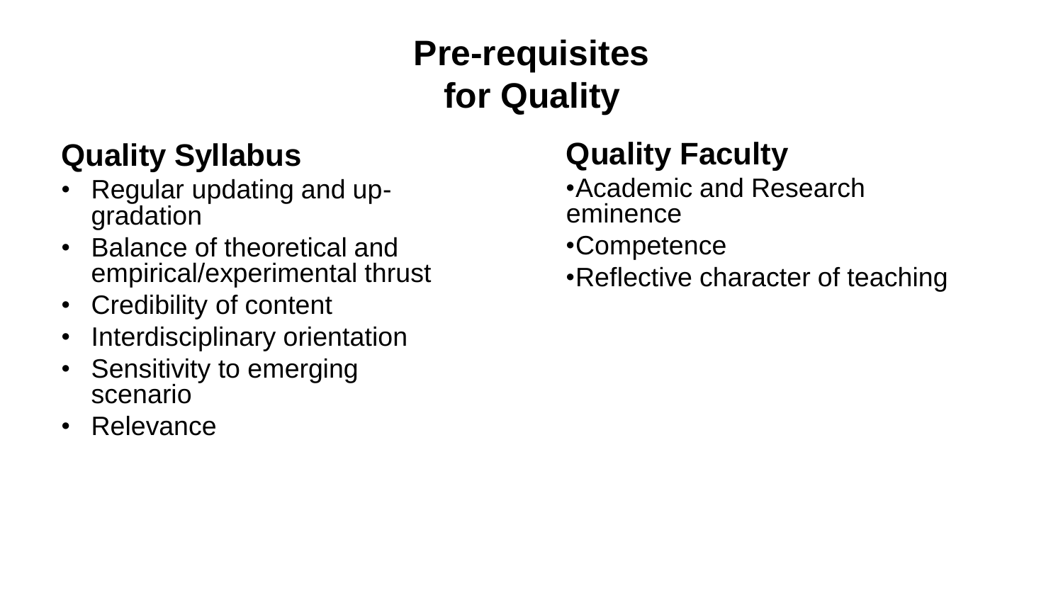# Pre-requisites for Quality

## Quality Syllabus

- Regular updating and up-gradation
- Balance of theoretical and empirical/experimental thrust
- Credibility of content
- Interdisciplinary orientation
- Sensitivity to emerging scenario
- Relevance

## Quality Faculty

- Academic and Research eminence
- Competence
- Reflective character of teaching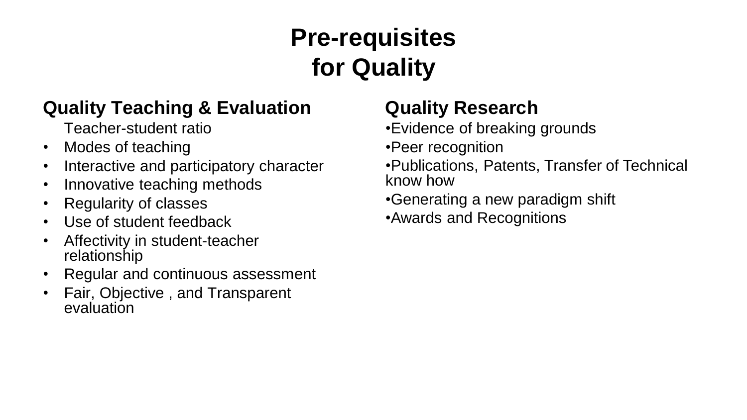# Pre-requisites for Quality

## Quality Teaching & Evaluation

Teacher-student ratio

- Modes of teaching
- Interactive and participatory character
- Innovative teaching methods
- Regularity of classes
- Use of student feedback
- Affectivity in student-teacher relationship
- Regular and continuous assessment
- Fair, Objective , and Transparent evaluation

## Quality Research

- Evidence of breaking grounds
- Peer recognition
- Publications, Patents, Transfer of Technical know how
- Generating a new paradigm shift
- Awards and Recognitions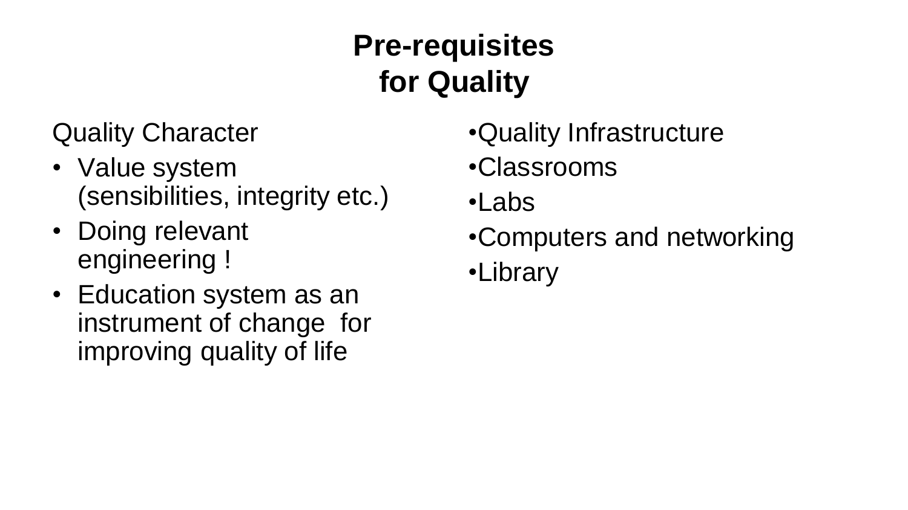# Pre-requisites for Quality

Quality Character

- Value system (sensibilities, integrity etc.)
- Doing relevant engineering !
- Education system as an instrument of change for improving quality of life

- Quality Infrastructure
- Classrooms
- Labs
- Computers and networking
- Library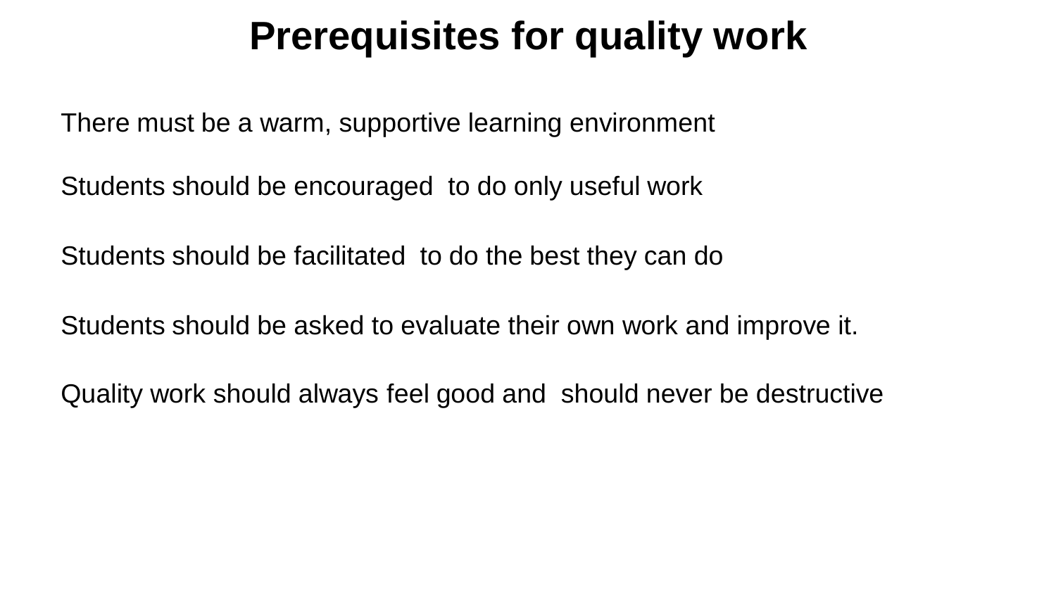# Prerequisites for quality work

There must be a warm, supportive learning environment

Students should be encouraged to do only useful work

Students should be facilitated to do the best they can do

Students should be asked to evaluate their own work and improve it.

Quality work should always feel good and should never be destructive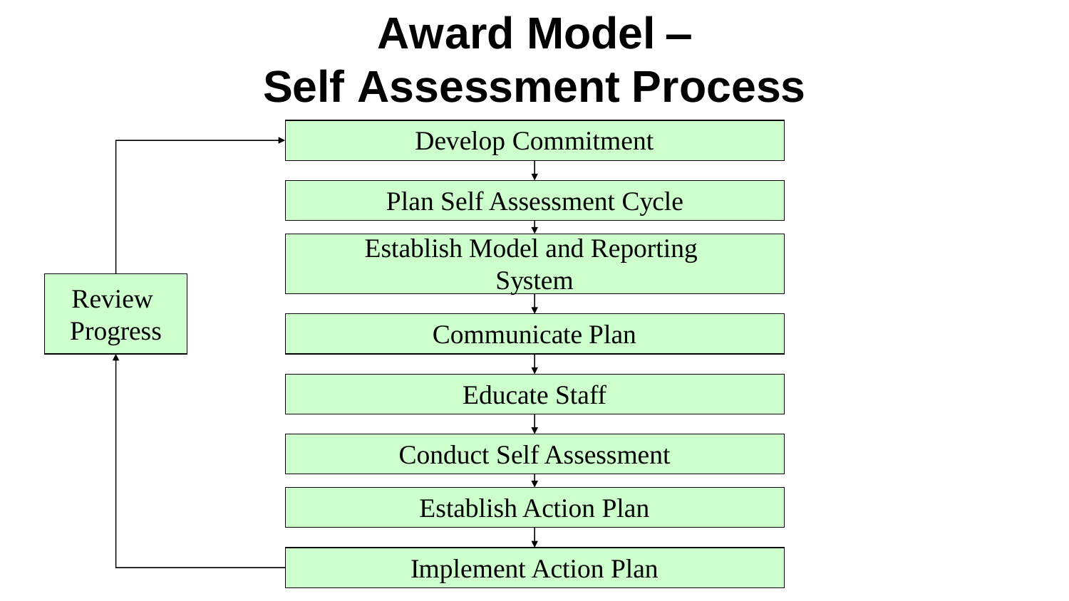# Award Model – Self Assessment Process

1. Develop Commitment
2. Plan Self Assessment Cycle
3. Establish Model and Reporting System
4. Communicate Plan
5. Educate Staff
6. Conduct Self Assessment
7. Establish Action Plan
8. Implement Action Plan

Review Progress (from Implement Action Plan, feeding back to Develop Commitment)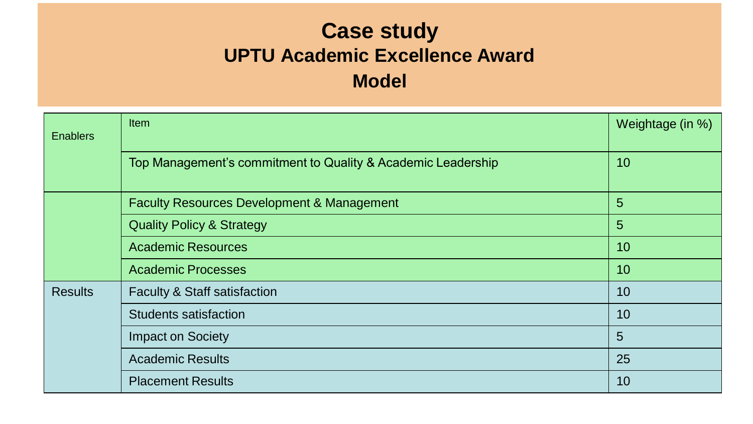# Case study

## UPTU Academic Excellence Award Model

| Enablers | Item | Weightage (in %) |
|---|---|---|
| | Top Management's commitment to Quality & Academic Leadership | 10 |
| | Faculty Resources Development & Management | 5 |
| | Quality Policy & Strategy | 5 |
| | Academic Resources | 10 |
| | Academic Processes | 10 |
| Results | Faculty & Staff satisfaction | 10 |
| | Students satisfaction | 10 |
| | Impact on Society | 5 |
| | Academic Results | 25 |
| | Placement Results | 10 |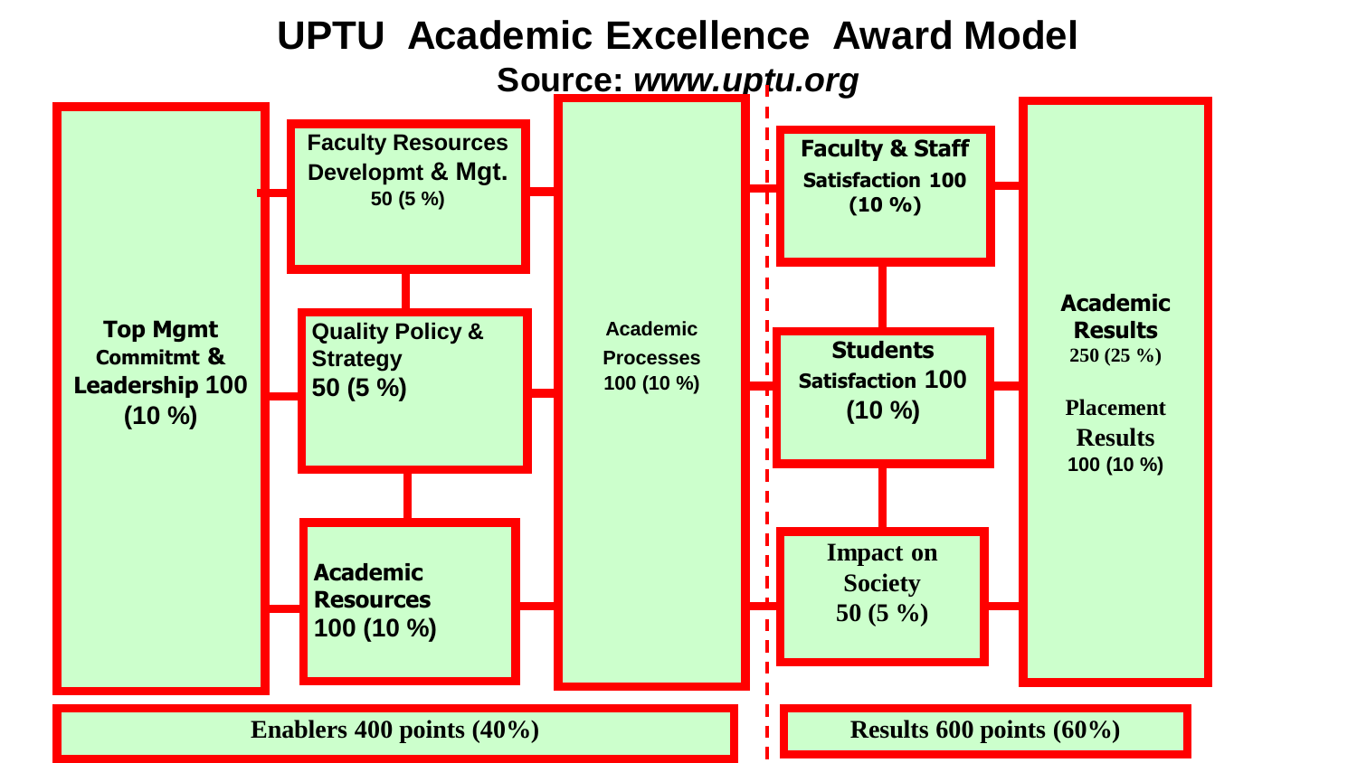# UPTU Academic Excellence Award Model

**Source: *www.uptu.org***

**Top Mgmt Commitmt & Leadership 100 (10 %)**

**Faculty Resources Developmt & Mgt.** 50 (5 %)

**Quality Policy & Strategy** 50 (5 %)

**Academic Resources** 100 (10 %)

**Academic Processes** 100 (10 %)

**Faculty & Staff Satisfaction 100 (10 %)**

**Students Satisfaction 100 (10 %)**

**Impact on Society 50 (5 %)**

**Academic Results** 250 (25 %)

**Placement Results** 100 (10 %)

**Enablers 400 points (40%)**

**Results 600 points (60%)**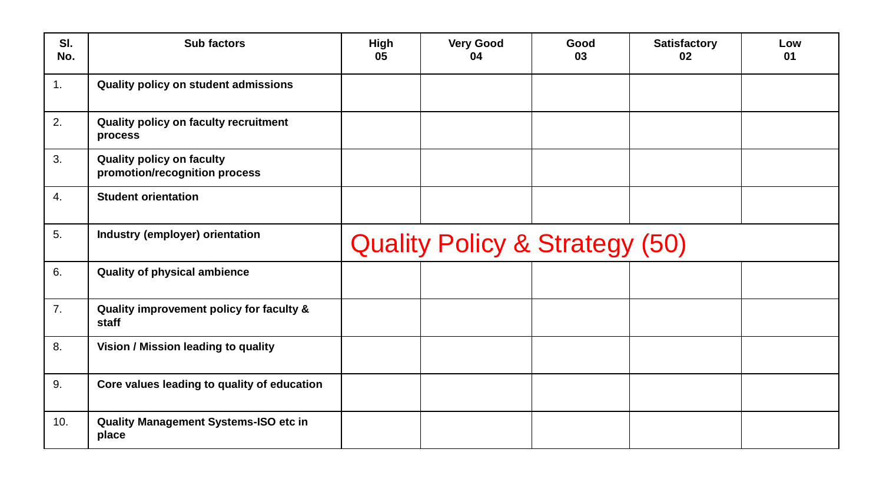| Sl. No. | Sub factors | High 05 | Very Good 04 | Good 03 | Satisfactory 02 | Low 01 |
|---|---|---|---|---|---|---|
| 1. | **Quality policy on student admissions** | | | | | |
| 2. | **Quality policy on faculty recruitment process** | | | | | |
| 3. | **Quality policy on faculty promotion/recognition process** | | | | | |
| 4. | **Student orientation** | | | | | |
| 5. | **Industry (employer) orientation** | Quality Policy & Strategy (50) | | | | |
| 6. | **Quality of physical ambience** | | | | | |
| 7. | **Quality improvement policy for faculty & staff** | | | | | |
| 8. | **Vision / Mission leading to quality** | | | | | |
| 9. | **Core values leading to quality of education** | | | | | |
| 10. | **Quality Management Systems-ISO etc in place** | | | | | |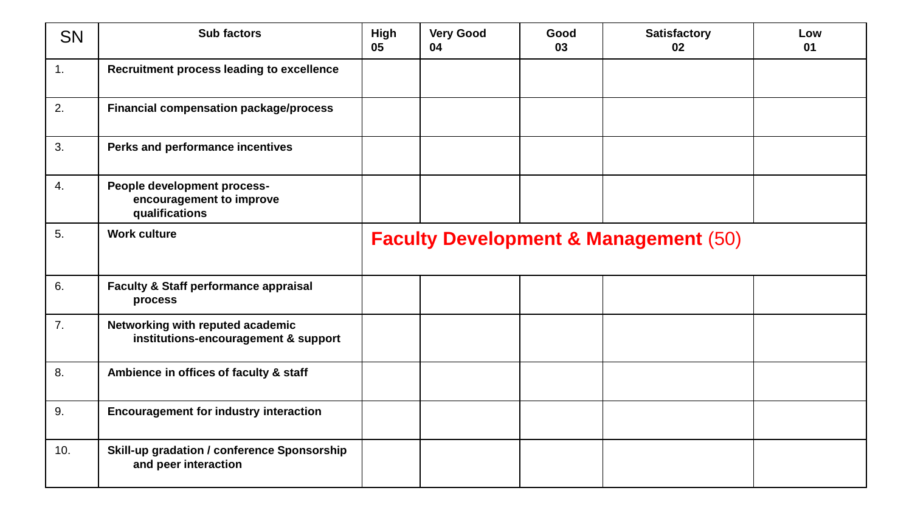| SN | Sub factors | High 05 | Very Good 04 | Good 03 | Satisfactory 02 | Low 01 |
|---|---|---|---|---|---|---|
| 1. | **Recruitment process leading to excellence** | | | | | |
| 2. | **Financial compensation package/process** | | | | | |
| 3. | **Perks and performance incentives** | | | | | |
| 4. | **People development process- encouragement to improve qualifications** | | | | | |
| 5. | **Work culture** | **Faculty Development & Management** (50) | | | | |
| 6. | **Faculty & Staff performance appraisal process** | | | | | |
| 7. | **Networking with reputed academic institutions-encouragement & support** | | | | | |
| 8. | **Ambience in offices of faculty & staff** | | | | | |
| 9. | **Encouragement for industry interaction** | | | | | |
| 10. | **Skill-up gradation / conference Sponsorship and peer interaction** | | | | | |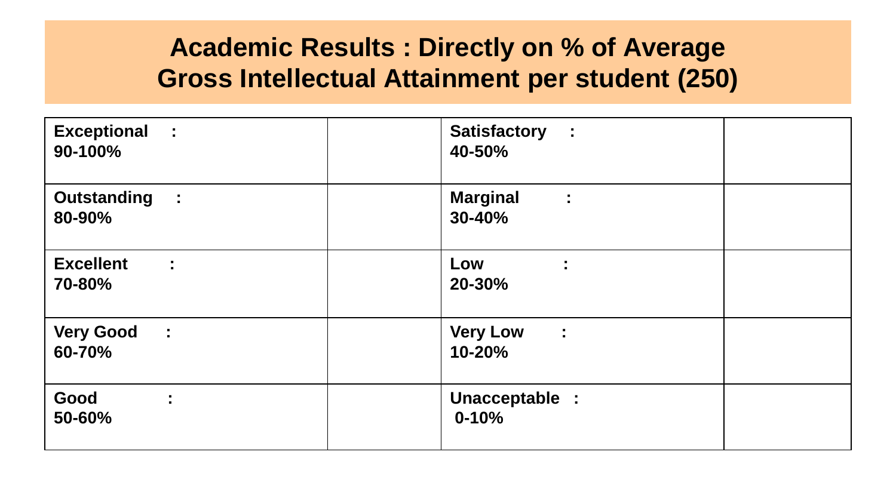# Academic Results : Directly on % of Average Gross Intellectual Attainment per student (250)

| | | | |
|---|---|---|---|
| **Exceptional : 90-100%** | | **Satisfactory : 40-50%** | |
| **Outstanding : 80-90%** | | **Marginal : 30-40%** | |
| **Excellent : 70-80%** | | **Low : 20-30%** | |
| **Very Good : 60-70%** | | **Very Low : 10-20%** | |
| **Good : 50-60%** | | **Unacceptable : 0-10%** | |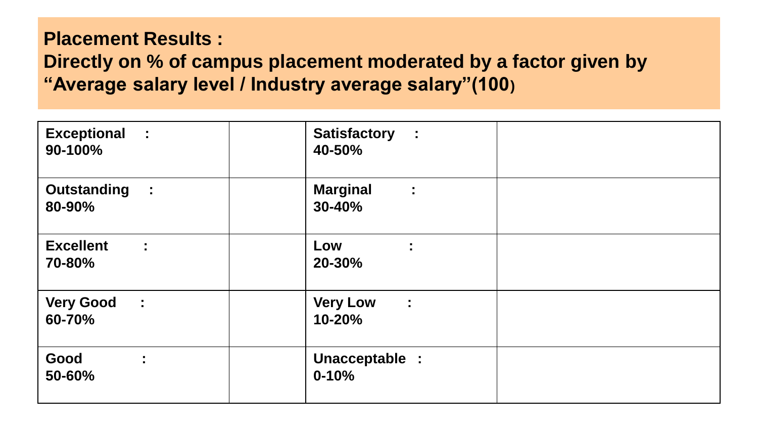**Placement Results :**
**Directly on % of campus placement moderated by a factor given by “Average salary level / Industry average salary”(100)**

| | | | |
|---|---|---|---|
| **Exceptional : 90-100%** | | **Satisfactory : 40-50%** | |
| **Outstanding : 80-90%** | | **Marginal : 30-40%** | |
| **Excellent : 70-80%** | | **Low : 20-30%** | |
| **Very Good : 60-70%** | | **Very Low : 10-20%** | |
| **Good : 50-60%** | | **Unacceptable : 0-10%** | |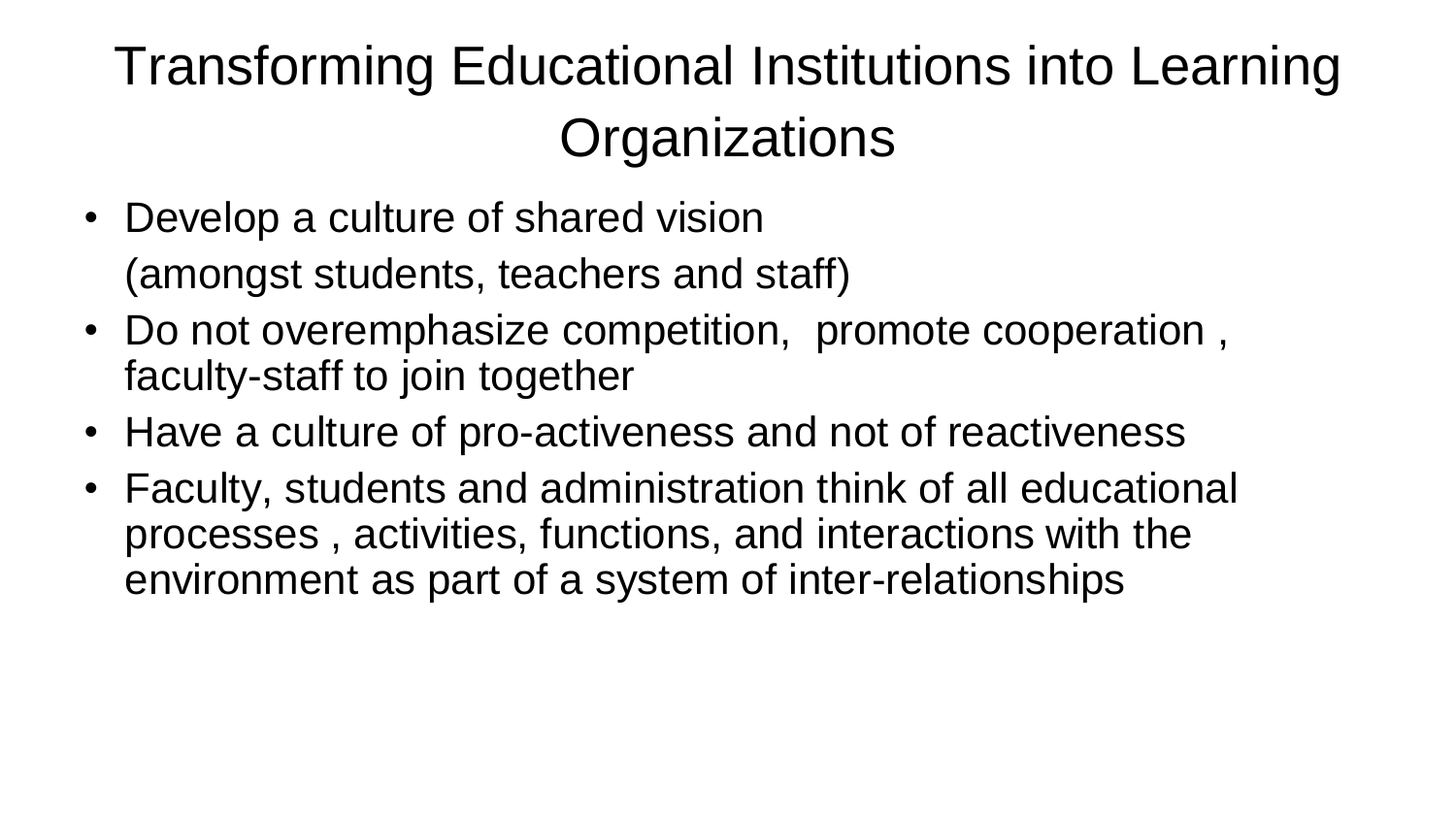# Transforming Educational Institutions into Learning Organizations

- Develop a culture of shared vision
  (amongst students, teachers and staff)
- Do not overemphasize competition,  promote cooperation , faculty-staff to join together
- Have a culture of pro-activeness and not of reactiveness
- Faculty, students and administration think of all educational processes , activities, functions, and interactions with the environment as part of a system of inter-relationships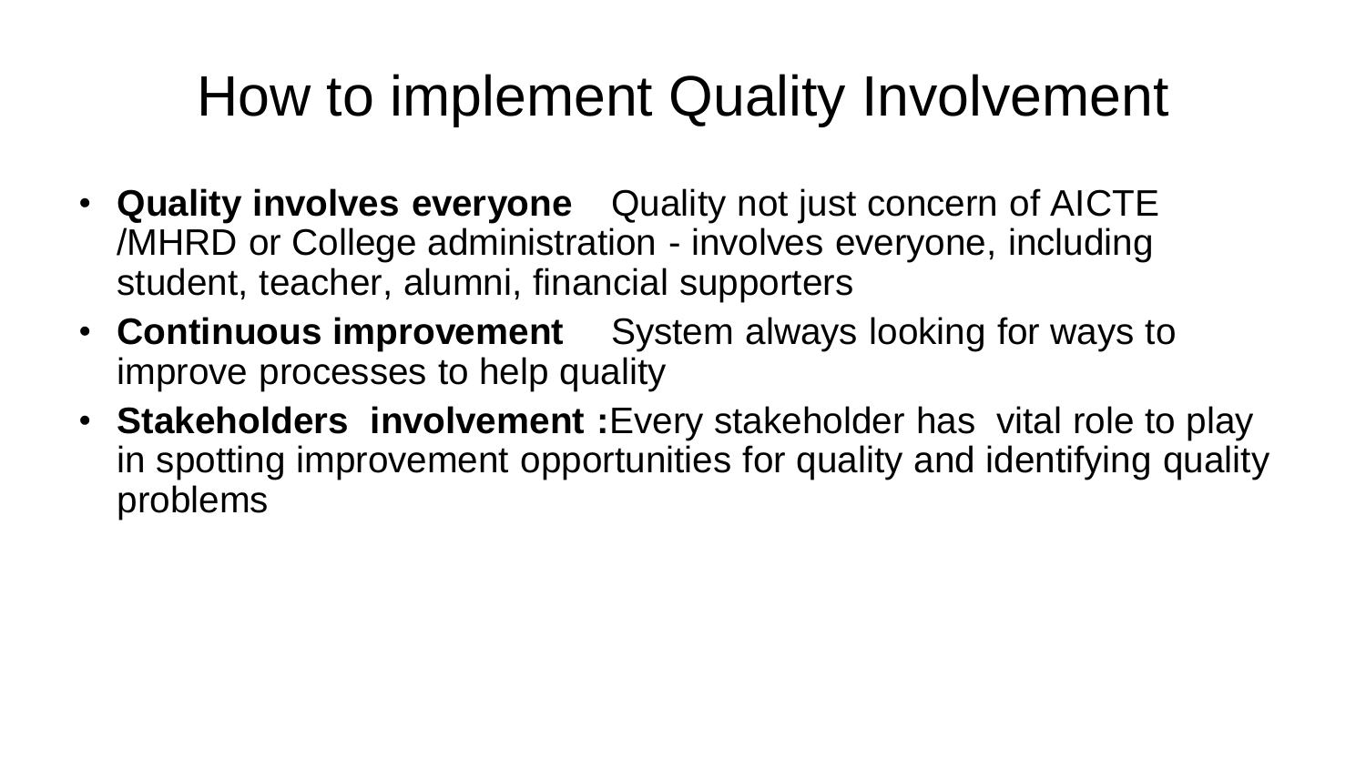# How to implement Quality Involvement

- **Quality involves everyone** Quality not just concern of AICTE /MHRD or College administration - involves everyone, including student, teacher, alumni, financial supporters
- **Continuous improvement** System always looking for ways to improve processes to help quality
- **Stakeholders involvement :**Every stakeholder has vital role to play in spotting improvement opportunities for quality and identifying quality problems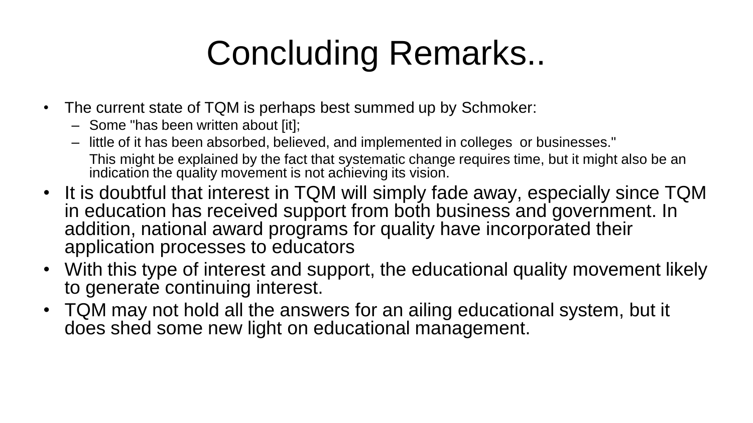# Concluding Remarks..

- The current state of TQM is perhaps best summed up by Schmoker:
  - Some "has been written about [it];
  - little of it has been absorbed, believed, and implemented in colleges or businesses."

    This might be explained by the fact that systematic change requires time, but it might also be an indication the quality movement is not achieving its vision.
- It is doubtful that interest in TQM will simply fade away, especially since TQM in education has received support from both business and government. In addition, national award programs for quality have incorporated their application processes to educators
- With this type of interest and support, the educational quality movement likely to generate continuing interest.
- TQM may not hold all the answers for an ailing educational system, but it does shed some new light on educational management.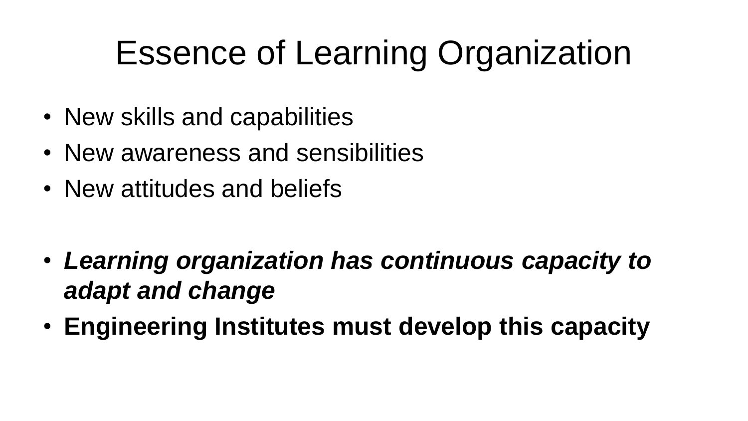# Essence of Learning Organization

- New skills and capabilities
- New awareness and sensibilities
- New attitudes and beliefs

- ***Learning organization has continuous capacity to adapt and change***
- **Engineering Institutes must develop this capacity**